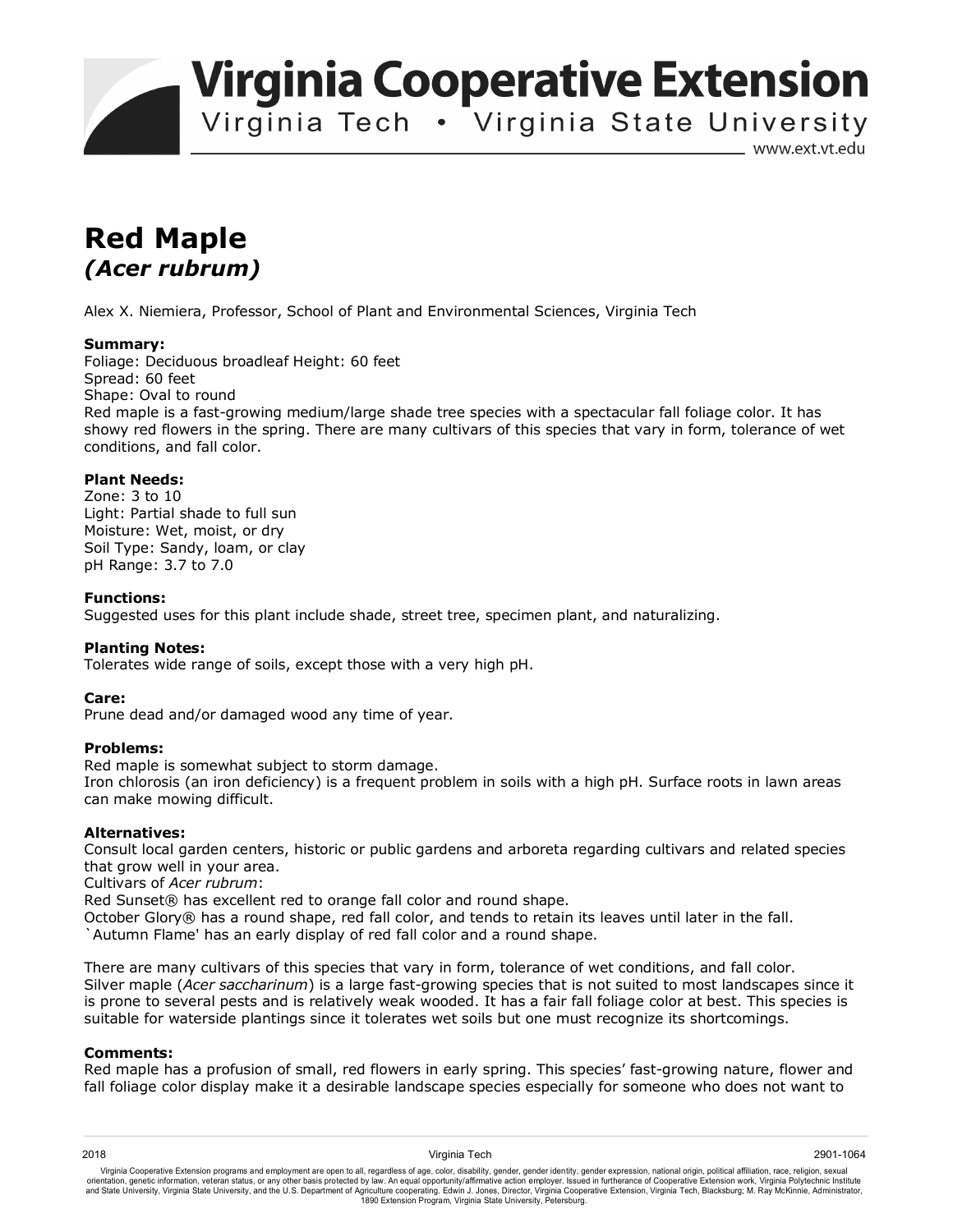# Red Maple

## *(Acer rubrum)*

Alex X. Niemiera, Professor, School of Plant and Environmental Sciences, Virginia Tech

**Summary:**
Foliage: Deciduous broadleaf Height: 60 feet
Spread: 60 feet
Shape: Oval to round
Red maple is a fast-growing medium/large shade tree species with a spectacular fall foliage color. It has showy red flowers in the spring. There are many cultivars of this species that vary in form, tolerance of wet conditions, and fall color.

**Plant Needs:**
Zone: 3 to 10
Light: Partial shade to full sun
Moisture: Wet, moist, or dry
Soil Type: Sandy, loam, or clay
pH Range: 3.7 to 7.0

**Functions:**
Suggested uses for this plant include shade, street tree, specimen plant, and naturalizing.

**Planting Notes:**
Tolerates wide range of soils, except those with a very high pH.

**Care:**
Prune dead and/or damaged wood any time of year.

**Problems:**
Red maple is somewhat subject to storm damage.
Iron chlorosis (an iron deficiency) is a frequent problem in soils with a high pH. Surface roots in lawn areas can make mowing difficult.

**Alternatives:**
Consult local garden centers, historic or public gardens and arboreta regarding cultivars and related species that grow well in your area.
Cultivars of *Acer rubrum*:
Red Sunset® has excellent red to orange fall color and round shape.
October Glory® has a round shape, red fall color, and tends to retain its leaves until later in the fall.
`Autumn Flame' has an early display of red fall color and a round shape.

There are many cultivars of this species that vary in form, tolerance of wet conditions, and fall color.
Silver maple (*Acer saccharinum*) is a large fast-growing species that is not suited to most landscapes since it is prone to several pests and is relatively weak wooded. It has a fair fall foliage color at best. This species is suitable for waterside plantings since it tolerates wet soils but one must recognize its shortcomings.

**Comments:**
Red maple has a profusion of small, red flowers in early spring. This species' fast-growing nature, flower and fall foliage color display make it a desirable landscape species especially for someone who does not want to

Virginia Cooperative Extension programs and employment are open to all, regardless of age, color, disability, gender, gender identity, gender expression, national origin, political affiliation, race, religion, sexual orientation, genetic information, veteran status, or any other basis protected by law. An equal opportunity/affirmative action employer. Issued in furtherance of Cooperative Extension work, Virginia Polytechnic Institute and State University, Virginia State University, and the U.S. Department of Agriculture cooperating. Edwin J. Jones, Director, Virginia Cooperative Extension, Virginia Tech, Blacksburg; M. Ray McKinnie, Administrator, 1890 Extension Program, Virginia State University, Petersburg.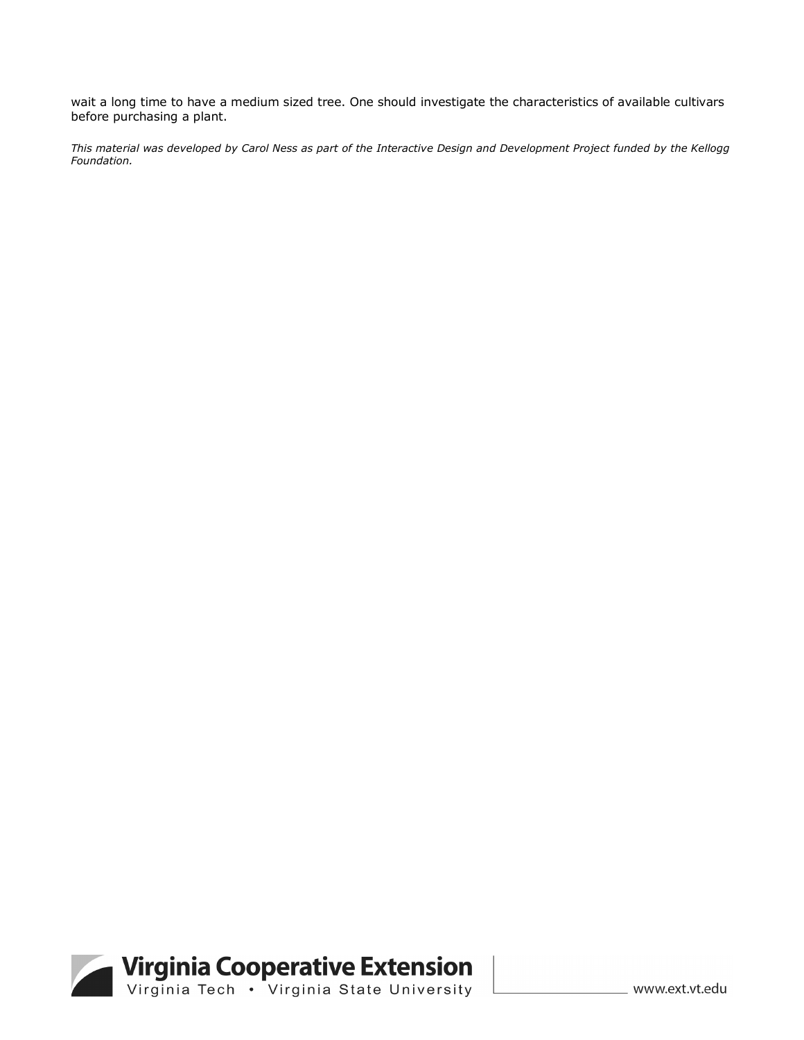wait a long time to have a medium sized tree. One should investigate the characteristics of available cultivars before purchasing a plant.

*This material was developed by Carol Ness as part of the Interactive Design and Development Project funded by the Kellogg Foundation.*